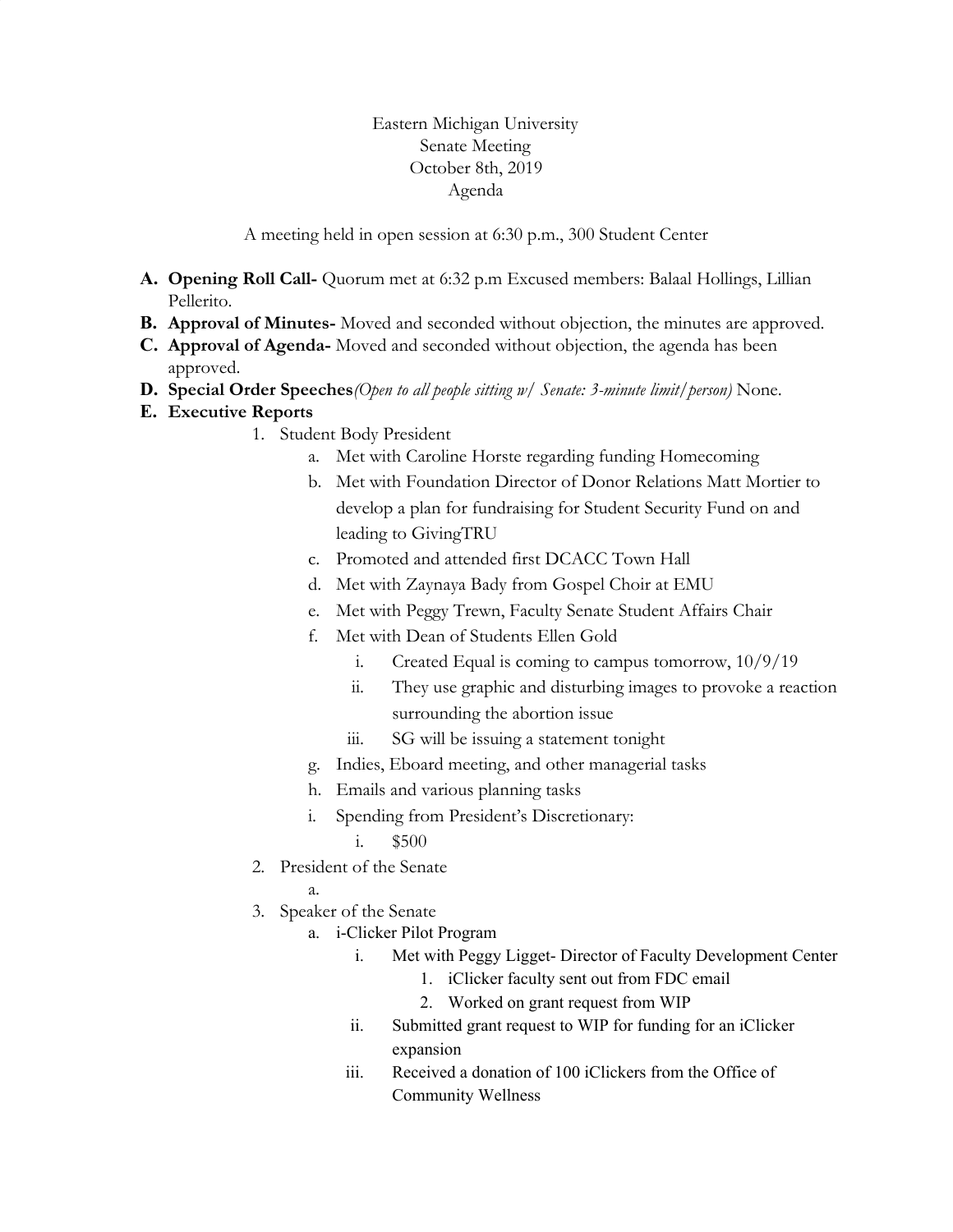Eastern Michigan University
Senate Meeting
October 8th, 2019
Agenda

A meeting held in open session at 6:30 p.m., 300 Student Center

A. **Opening Roll Call-** Quorum met at 6:32 p.m Excused members: Balaal Hollings, Lillian Pellerito.
B. **Approval of Minutes-** Moved and seconded without objection, the minutes are approved.
C. **Approval of Agenda-** Moved and seconded without objection, the agenda has been approved.
D. **Special Order Speeches***(Open to all people sitting w/ Senate: 3-minute limit/person)* None.
E. **Executive Reports**
   1. Student Body President
      a. Met with Caroline Horste regarding funding Homecoming
      b. Met with Foundation Director of Donor Relations Matt Mortier to develop a plan for fundraising for Student Security Fund on and leading to GivingTRU
      c. Promoted and attended first DCACC Town Hall
      d. Met with Zaynaya Bady from Gospel Choir at EMU
      e. Met with Peggy Trewn, Faculty Senate Student Affairs Chair
      f. Met with Dean of Students Ellen Gold
         i. Created Equal is coming to campus tomorrow, 10/9/19
         ii. They use graphic and disturbing images to provoke a reaction surrounding the abortion issue
         iii. SG will be issuing a statement tonight
      g. Indies, Eboard meeting, and other managerial tasks
      h. Emails and various planning tasks
      i. Spending from President's Discretionary:
         i. $500
   2. President of the Senate
      a.
   3. Speaker of the Senate
      a. i-Clicker Pilot Program
         i. Met with Peggy Ligget- Director of Faculty Development Center
            1. iClicker faculty sent out from FDC email
            2. Worked on grant request from WIP
         ii. Submitted grant request to WIP for funding for an iClicker expansion
         iii. Received a donation of 100 iClickers from the Office of Community Wellness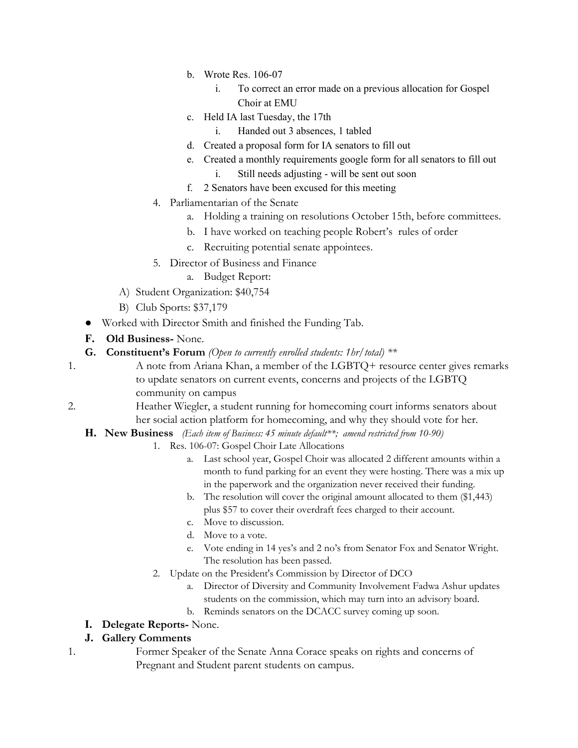b. Wrote Res. 106-07
      i. To correct an error made on a previous allocation for Gospel Choir at EMU
   c. Held IA last Tuesday, the 17th
      i. Handed out 3 absences, 1 tabled
   d. Created a proposal form for IA senators to fill out
   e. Created a monthly requirements google form for all senators to fill out
      i. Still needs adjusting - will be sent out soon
   f. 2 Senators have been excused for this meeting
4. Parliamentarian of the Senate
   a. Holding a training on resolutions October 15th, before committees.
   b. I have worked on teaching people Robert's rules of order
   c. Recruiting potential senate appointees.
5. Director of Business and Finance
   a. Budget Report:

A) Student Organization: $40,754

B) Club Sports: $37,179

- Worked with Director Smith and finished the Funding Tab.

**F. Old Business-** None.

**G. Constituent's Forum** *(Open to currently enrolled students: 1hr/total) \*\**

1. A note from Ariana Khan, a member of the LGBTQ+ resource center gives remarks to update senators on current events, concerns and projects of the LGBTQ community on campus
2. Heather Wiegler, a student running for homecoming court informs senators about her social action platform for homecoming, and why they should vote for her.

**H. New Business** *(Each item of Business: 45 minute default\*\*; amend restricted from 10-90)*

1. Res. 106-07: Gospel Choir Late Allocations
   a. Last school year, Gospel Choir was allocated 2 different amounts within a month to fund parking for an event they were hosting. There was a mix up in the paperwork and the organization never received their funding.
   b. The resolution will cover the original amount allocated to them ($1,443) plus $57 to cover their overdraft fees charged to their account.
   c. Move to discussion.
   d. Move to a vote.
   e. Vote ending in 14 yes's and 2 no's from Senator Fox and Senator Wright. The resolution has been passed.
2. Update on the President's Commission by Director of DCO
   a. Director of Diversity and Community Involvement Fadwa Ashur updates students on the commission, which may turn into an advisory board.
   b. Reminds senators on the DCACC survey coming up soon.

**I. Delegate Reports-** None.

**J. Gallery Comments**

1. Former Speaker of the Senate Anna Corace speaks on rights and concerns of Pregnant and Student parent students on campus.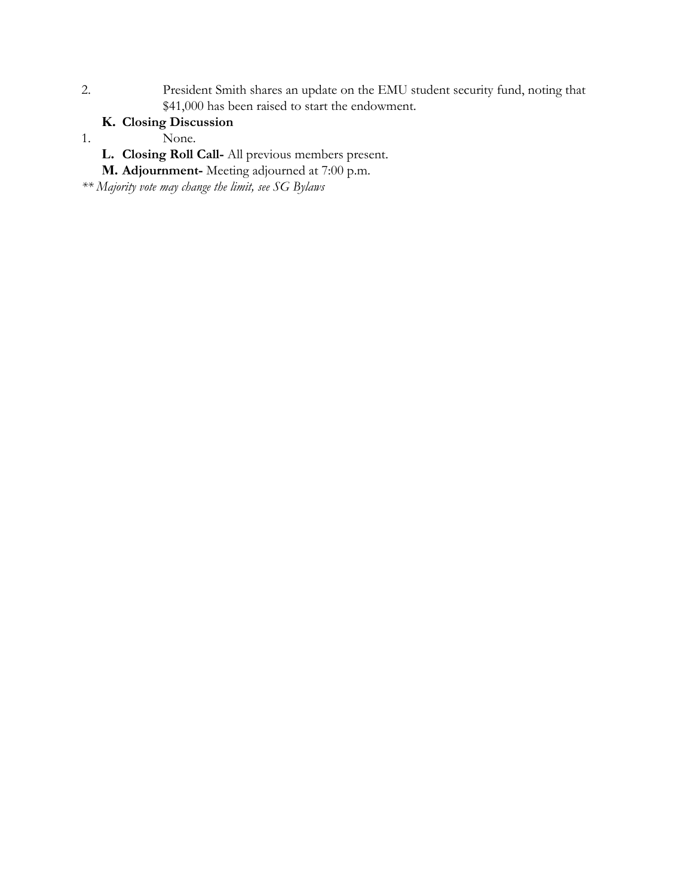2. President Smith shares an update on the EMU student security fund, noting that $41,000 has been raised to start the endowment.

**K. Closing Discussion**

1. None.

**L. Closing Roll Call-** All previous members present.

**M. Adjournment-** Meeting adjourned at 7:00 p.m.

*** Majority vote may change the limit, see SG Bylaws*